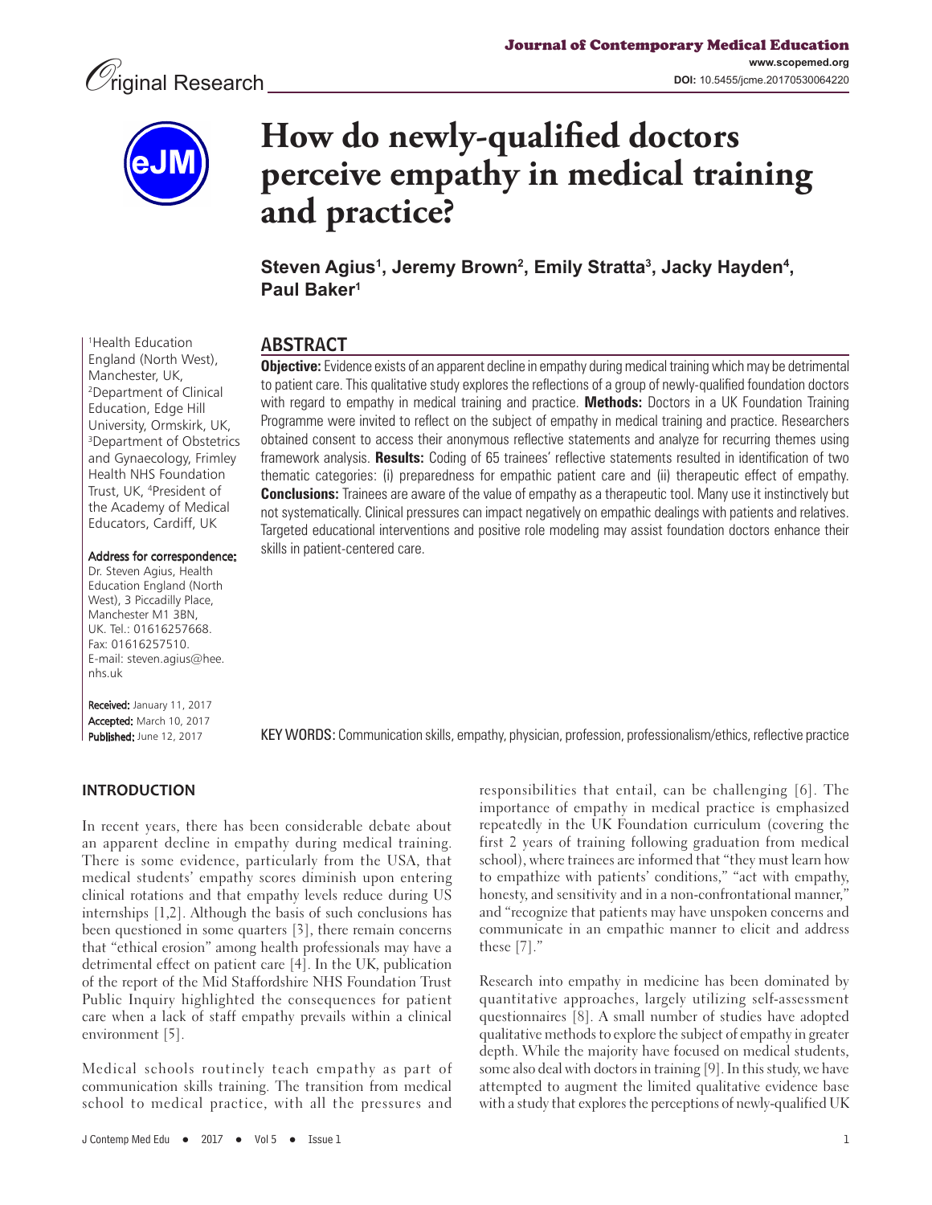Original Research

# How do newly-qualified doctors perceive empathy in medical training and practice?

**Steven Agius[1], Jeremy Brown[2], Emily Stratta[3], Jacky Hayden[4], Paul Baker[1]**

[1]Health Education England (North West), Manchester, UK, [2]Department of Clinical Education, Edge Hill University, Ormskirk, UK, [3]Department of Obstetrics and Gynaecology, Frimley Health NHS Foundation Trust, UK, [4]President of the Academy of Medical Educators, Cardiff, UK

**Address for correspondence:**
Dr. Steven Agius, Health Education England (North West), 3 Piccadilly Place, Manchester M1 3BN, UK. Tel.: 01616257668. Fax: 01616257510. E-mail: steven.agius@hee.nhs.uk

**Received:** January 11, 2017
**Accepted:** March 10, 2017
**Published:** June 12, 2017

## ABSTRACT

**Objective:** Evidence exists of an apparent decline in empathy during medical training which may be detrimental to patient care. This qualitative study explores the reflections of a group of newly-qualified foundation doctors with regard to empathy in medical training and practice. **Methods:** Doctors in a UK Foundation Training Programme were invited to reflect on the subject of empathy in medical training and practice. Researchers obtained consent to access their anonymous reflective statements and analyze for recurring themes using framework analysis. **Results:** Coding of 65 trainees' reflective statements resulted in identification of two thematic categories: (i) preparedness for empathic patient care and (ii) therapeutic effect of empathy. **Conclusions:** Trainees are aware of the value of empathy as a therapeutic tool. Many use it instinctively but not systematically. Clinical pressures can impact negatively on empathic dealings with patients and relatives. Targeted educational interventions and positive role modeling may assist foundation doctors enhance their skills in patient-centered care.

KEY WORDS: Communication skills, empathy, physician, profession, professionalism/ethics, reflective practice

## INTRODUCTION

In recent years, there has been considerable debate about an apparent decline in empathy during medical training. There is some evidence, particularly from the USA, that medical students' empathy scores diminish upon entering clinical rotations and that empathy levels reduce during US internships [1,2]. Although the basis of such conclusions has been questioned in some quarters [3], there remain concerns that "ethical erosion" among health professionals may have a detrimental effect on patient care [4]. In the UK, publication of the report of the Mid Staffordshire NHS Foundation Trust Public Inquiry highlighted the consequences for patient care when a lack of staff empathy prevails within a clinical environment [5].

Medical schools routinely teach empathy as part of communication skills training. The transition from medical school to medical practice, with all the pressures and responsibilities that entail, can be challenging [6]. The importance of empathy in medical practice is emphasized repeatedly in the UK Foundation curriculum (covering the first 2 years of training following graduation from medical school), where trainees are informed that "they must learn how to empathize with patients' conditions," "act with empathy, honesty, and sensitivity and in a non-confrontational manner," and "recognize that patients may have unspoken concerns and communicate in an empathic manner to elicit and address these [7]."

Research into empathy in medicine has been dominated by quantitative approaches, largely utilizing self-assessment questionnaires [8]. A small number of studies have adopted qualitative methods to explore the subject of empathy in greater depth. While the majority have focused on medical students, some also deal with doctors in training [9]. In this study, we have attempted to augment the limited qualitative evidence base with a study that explores the perceptions of newly-qualified UK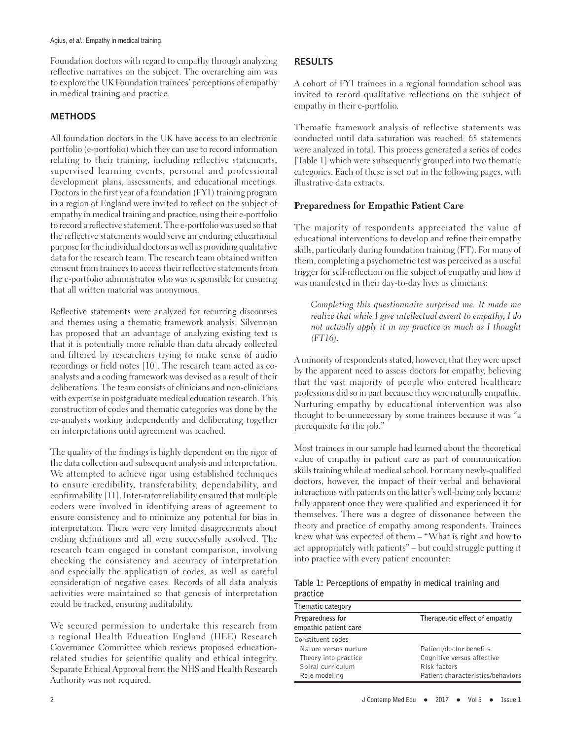Foundation doctors with regard to empathy through analyzing reflective narratives on the subject. The overarching aim was to explore the UK Foundation trainees' perceptions of empathy in medical training and practice.

## METHODS

All foundation doctors in the UK have access to an electronic portfolio (e-portfolio) which they can use to record information relating to their training, including reflective statements, supervised learning events, personal and professional development plans, assessments, and educational meetings. Doctors in the first year of a foundation (FY1) training program in a region of England were invited to reflect on the subject of empathy in medical training and practice, using their e-portfolio to record a reflective statement. The e-portfolio was used so that the reflective statements would serve an enduring educational purpose for the individual doctors as well as providing qualitative data for the research team. The research team obtained written consent from trainees to access their reflective statements from the e-portfolio administrator who was responsible for ensuring that all written material was anonymous.

Reflective statements were analyzed for recurring discourses and themes using a thematic framework analysis. Silverman has proposed that an advantage of analyzing existing text is that it is potentially more reliable than data already collected and filtered by researchers trying to make sense of audio recordings or field notes [10]. The research team acted as co-analysts and a coding framework was devised as a result of their deliberations. The team consists of clinicians and non-clinicians with expertise in postgraduate medical education research. This construction of codes and thematic categories was done by the co-analysts working independently and deliberating together on interpretations until agreement was reached.

The quality of the findings is highly dependent on the rigor of the data collection and subsequent analysis and interpretation. We attempted to achieve rigor using established techniques to ensure credibility, transferability, dependability, and confirmability [11]. Inter-rater reliability ensured that multiple coders were involved in identifying areas of agreement to ensure consistency and to minimize any potential for bias in interpretation. There were very limited disagreements about coding definitions and all were successfully resolved. The research team engaged in constant comparison, involving checking the consistency and accuracy of interpretation and especially the application of codes, as well as careful consideration of negative cases. Records of all data analysis activities were maintained so that genesis of interpretation could be tracked, ensuring auditability.

We secured permission to undertake this research from a regional Health Education England (HEE) Research Governance Committee which reviews proposed education-related studies for scientific quality and ethical integrity. Separate Ethical Approval from the NHS and Health Research Authority was not required.

## RESULTS

A cohort of FY1 trainees in a regional foundation school was invited to record qualitative reflections on the subject of empathy in their e-portfolio.

Thematic framework analysis of reflective statements was conducted until data saturation was reached: 65 statements were analyzed in total. This process generated a series of codes [Table 1] which were subsequently grouped into two thematic categories. Each of these is set out in the following pages, with illustrative data extracts.

### Preparedness for Empathic Patient Care

The majority of respondents appreciated the value of educational interventions to develop and refine their empathy skills, particularly during foundation training (FT). For many of them, completing a psychometric test was perceived as a useful trigger for self-reflection on the subject of empathy and how it was manifested in their day-to-day lives as clinicians:

> *Completing this questionnaire surprised me. It made me realize that while I give intellectual assent to empathy, I do not actually apply it in my practice as much as I thought (FT16).*

A minority of respondents stated, however, that they were upset by the apparent need to assess doctors for empathy, believing that the vast majority of people who entered healthcare professions did so in part because they were naturally empathic. Nurturing empathy by educational intervention was also thought to be unnecessary by some trainees because it was "a prerequisite for the job."

Most trainees in our sample had learned about the theoretical value of empathy in patient care as part of communication skills training while at medical school. For many newly-qualified doctors, however, the impact of their verbal and behavioral interactions with patients on the latter's well-being only became fully apparent once they were qualified and experienced it for themselves. There was a degree of dissonance between the theory and practice of empathy among respondents. Trainees knew what was expected of them – "What is right and how to act appropriately with patients" – but could struggle putting it into practice with every patient encounter:

**Table 1: Perceptions of empathy in medical training and practice**

| Thematic category | |
|---|---|
| Preparedness for empathic patient care | Therapeutic effect of empathy |
| Constituent codes | |
| Nature versus nurture | Patient/doctor benefits |
| Theory into practice | Cognitive versus affective |
| Spiral curriculum | Risk factors |
| Role modeling | Patient characteristics/behaviors |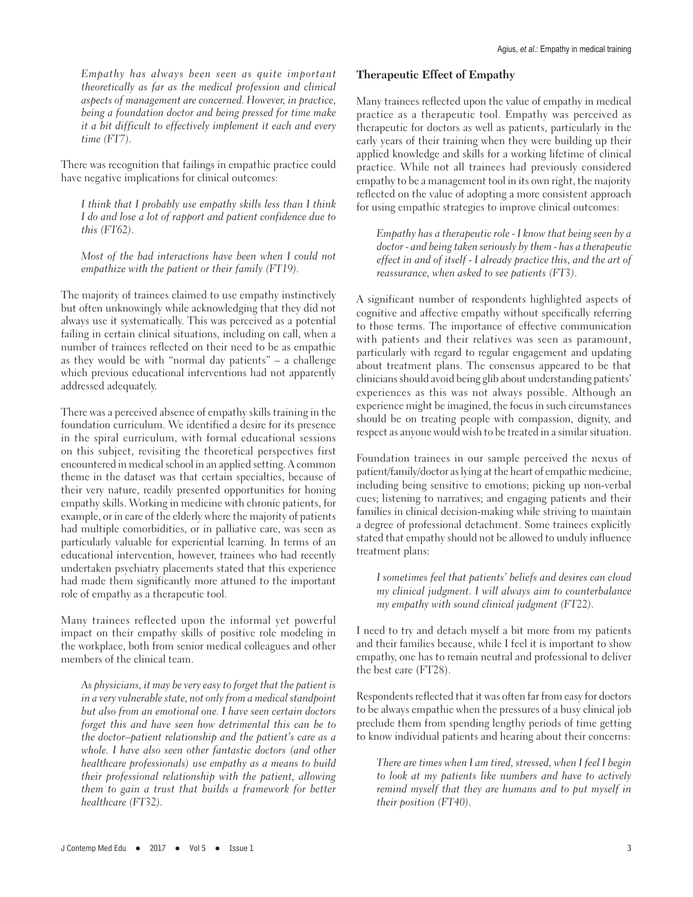*Empathy has always been seen as quite important theoretically as far as the medical profession and clinical aspects of management are concerned. However, in practice, being a foundation doctor and being pressed for time make it a bit difficult to effectively implement it each and every time (FT7).*

There was recognition that failings in empathic practice could have negative implications for clinical outcomes:

*I think that I probably use empathy skills less than I think I do and lose a lot of rapport and patient confidence due to this (FT62).*

*Most of the bad interactions have been when I could not empathize with the patient or their family (FT19).*

The majority of trainees claimed to use empathy instinctively but often unknowingly while acknowledging that they did not always use it systematically. This was perceived as a potential failing in certain clinical situations, including on call, when a number of trainees reflected on their need to be as empathic as they would be with "normal day patients" – a challenge which previous educational interventions had not apparently addressed adequately.

There was a perceived absence of empathy skills training in the foundation curriculum. We identified a desire for its presence in the spiral curriculum, with formal educational sessions on this subject, revisiting the theoretical perspectives first encountered in medical school in an applied setting. A common theme in the dataset was that certain specialties, because of their very nature, readily presented opportunities for honing empathy skills. Working in medicine with chronic patients, for example, or in care of the elderly where the majority of patients had multiple comorbidities, or in palliative care, was seen as particularly valuable for experiential learning. In terms of an educational intervention, however, trainees who had recently undertaken psychiatry placements stated that this experience had made them significantly more attuned to the important role of empathy as a therapeutic tool.

Many trainees reflected upon the informal yet powerful impact on their empathy skills of positive role modeling in the workplace, both from senior medical colleagues and other members of the clinical team.

*As physicians, it may be very easy to forget that the patient is in a very vulnerable state, not only from a medical standpoint but also from an emotional one. I have seen certain doctors forget this and have seen how detrimental this can be to the doctor–patient relationship and the patient's care as a whole. I have also seen other fantastic doctors (and other healthcare professionals) use empathy as a means to build their professional relationship with the patient, allowing them to gain a trust that builds a framework for better healthcare (FT32).*

### Therapeutic Effect of Empathy

Many trainees reflected upon the value of empathy in medical practice as a therapeutic tool. Empathy was perceived as therapeutic for doctors as well as patients, particularly in the early years of their training when they were building up their applied knowledge and skills for a working lifetime of clinical practice. While not all trainees had previously considered empathy to be a management tool in its own right, the majority reflected on the value of adopting a more consistent approach for using empathic strategies to improve clinical outcomes:

*Empathy has a therapeutic role - I know that being seen by a doctor - and being taken seriously by them - has a therapeutic effect in and of itself - I already practice this, and the art of reassurance, when asked to see patients (FT3).*

A significant number of respondents highlighted aspects of cognitive and affective empathy without specifically referring to those terms. The importance of effective communication with patients and their relatives was seen as paramount, particularly with regard to regular engagement and updating about treatment plans. The consensus appeared to be that clinicians should avoid being glib about understanding patients' experiences as this was not always possible. Although an experience might be imagined, the focus in such circumstances should be on treating people with compassion, dignity, and respect as anyone would wish to be treated in a similar situation.

Foundation trainees in our sample perceived the nexus of patient/family/doctor as lying at the heart of empathic medicine, including being sensitive to emotions; picking up non-verbal cues; listening to narratives; and engaging patients and their families in clinical decision-making while striving to maintain a degree of professional detachment. Some trainees explicitly stated that empathy should not be allowed to unduly influence treatment plans:

*I sometimes feel that patients' beliefs and desires can cloud my clinical judgment. I will always aim to counterbalance my empathy with sound clinical judgment (FT22).*

I need to try and detach myself a bit more from my patients and their families because, while I feel it is important to show empathy, one has to remain neutral and professional to deliver the best care (FT28).

Respondents reflected that it was often far from easy for doctors to be always empathic when the pressures of a busy clinical job preclude them from spending lengthy periods of time getting to know individual patients and hearing about their concerns:

*There are times when I am tired, stressed, when I feel I begin to look at my patients like numbers and have to actively remind myself that they are humans and to put myself in their position (FT40).*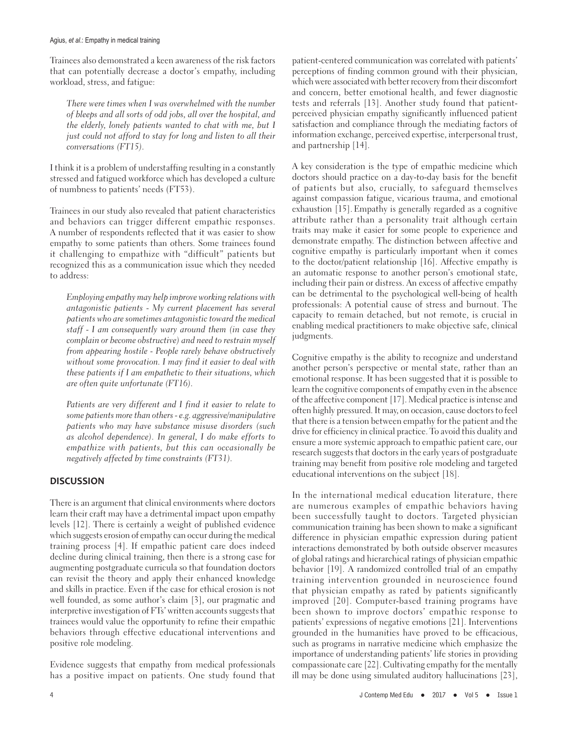Trainees also demonstrated a keen awareness of the risk factors that can potentially decrease a doctor's empathy, including workload, stress, and fatigue:

> *There were times when I was overwhelmed with the number of bleeps and all sorts of odd jobs, all over the hospital, and the elderly, lonely patients wanted to chat with me, but I just could not afford to stay for long and listen to all their conversations (FT15).*

I think it is a problem of understaffing resulting in a constantly stressed and fatigued workforce which has developed a culture of numbness to patients' needs (FT53).

Trainees in our study also revealed that patient characteristics and behaviors can trigger different empathic responses. A number of respondents reflected that it was easier to show empathy to some patients than others. Some trainees found it challenging to empathize with "difficult" patients but recognized this as a communication issue which they needed to address:

> *Employing empathy may help improve working relations with antagonistic patients - My current placement has several patients who are sometimes antagonistic toward the medical staff - I am consequently wary around them (in case they complain or become obstructive) and need to restrain myself from appearing hostile - People rarely behave obstructively without some provocation. I may find it easier to deal with these patients if I am empathetic to their situations, which are often quite unfortunate (FT16).*

> *Patients are very different and I find it easier to relate to some patients more than others - e.g. aggressive/manipulative patients who may have substance misuse disorders (such as alcohol dependence). In general, I do make efforts to empathize with patients, but this can occasionally be negatively affected by time constraints (FT31).*

## DISCUSSION

There is an argument that clinical environments where doctors learn their craft may have a detrimental impact upon empathy levels [12]. There is certainly a weight of published evidence which suggests erosion of empathy can occur during the medical training process [4]. If empathic patient care does indeed decline during clinical training, then there is a strong case for augmenting postgraduate curricula so that foundation doctors can revisit the theory and apply their enhanced knowledge and skills in practice. Even if the case for ethical erosion is not well founded, as some author's claim [3], our pragmatic and interpretive investigation of FTs' written accounts suggests that trainees would value the opportunity to refine their empathic behaviors through effective educational interventions and positive role modeling.

Evidence suggests that empathy from medical professionals has a positive impact on patients. One study found that patient-centered communication was correlated with patients' perceptions of finding common ground with their physician, which were associated with better recovery from their discomfort and concern, better emotional health, and fewer diagnostic tests and referrals [13]. Another study found that patient-perceived physician empathy significantly influenced patient satisfaction and compliance through the mediating factors of information exchange, perceived expertise, interpersonal trust, and partnership [14].

A key consideration is the type of empathic medicine which doctors should practice on a day-to-day basis for the benefit of patients but also, crucially, to safeguard themselves against compassion fatigue, vicarious trauma, and emotional exhaustion [15]. Empathy is generally regarded as a cognitive attribute rather than a personality trait although certain traits may make it easier for some people to experience and demonstrate empathy. The distinction between affective and cognitive empathy is particularly important when it comes to the doctor/patient relationship [16]. Affective empathy is an automatic response to another person's emotional state, including their pain or distress. An excess of affective empathy can be detrimental to the psychological well-being of health professionals: A potential cause of stress and burnout. The capacity to remain detached, but not remote, is crucial in enabling medical practitioners to make objective safe, clinical judgments.

Cognitive empathy is the ability to recognize and understand another person's perspective or mental state, rather than an emotional response. It has been suggested that it is possible to learn the cognitive components of empathy even in the absence of the affective component [17]. Medical practice is intense and often highly pressured. It may, on occasion, cause doctors to feel that there is a tension between empathy for the patient and the drive for efficiency in clinical practice. To avoid this duality and ensure a more systemic approach to empathic patient care, our research suggests that doctors in the early years of postgraduate training may benefit from positive role modeling and targeted educational interventions on the subject [18].

In the international medical education literature, there are numerous examples of empathic behaviors having been successfully taught to doctors. Targeted physician communication training has been shown to make a significant difference in physician empathic expression during patient interactions demonstrated by both outside observer measures of global ratings and hierarchical ratings of physician empathic behavior [19]. A randomized controlled trial of an empathy training intervention grounded in neuroscience found that physician empathy as rated by patients significantly improved [20]. Computer-based training programs have been shown to improve doctors' empathic response to patients' expressions of negative emotions [21]. Interventions grounded in the humanities have proved to be efficacious, such as programs in narrative medicine which emphasize the importance of understanding patients' life stories in providing compassionate care [22]. Cultivating empathy for the mentally ill may be done using simulated auditory hallucinations [23],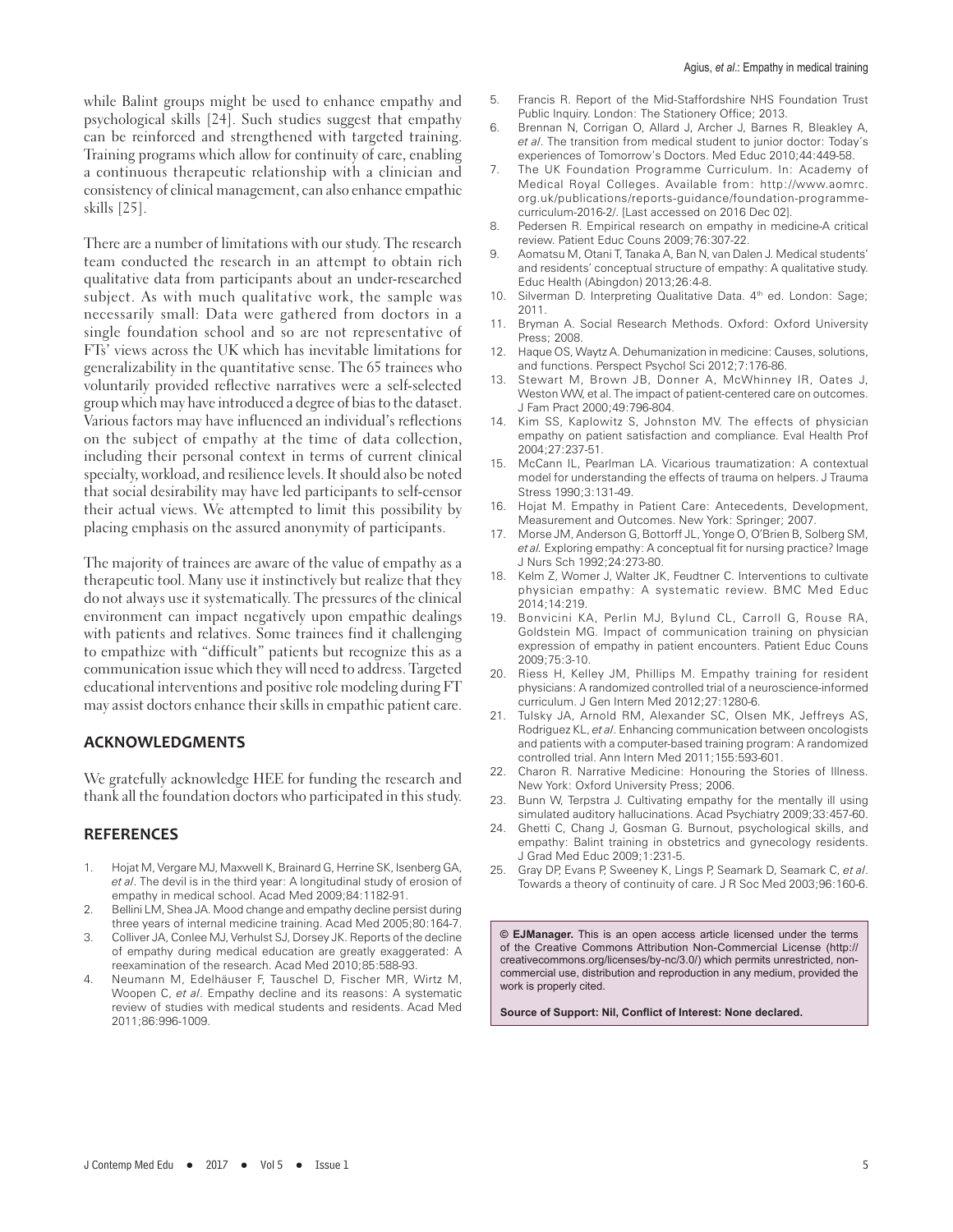while Balint groups might be used to enhance empathy and psychological skills [24]. Such studies suggest that empathy can be reinforced and strengthened with targeted training. Training programs which allow for continuity of care, enabling a continuous therapeutic relationship with a clinician and consistency of clinical management, can also enhance empathic skills [25].

There are a number of limitations with our study. The research team conducted the research in an attempt to obtain rich qualitative data from participants about an under-researched subject. As with much qualitative work, the sample was necessarily small: Data were gathered from doctors in a single foundation school and so are not representative of FTs' views across the UK which has inevitable limitations for generalizability in the quantitative sense. The 65 trainees who voluntarily provided reflective narratives were a self-selected group which may have introduced a degree of bias to the dataset. Various factors may have influenced an individual's reflections on the subject of empathy at the time of data collection, including their personal context in terms of current clinical specialty, workload, and resilience levels. It should also be noted that social desirability may have led participants to self-censor their actual views. We attempted to limit this possibility by placing emphasis on the assured anonymity of participants.

The majority of trainees are aware of the value of empathy as a therapeutic tool. Many use it instinctively but realize that they do not always use it systematically. The pressures of the clinical environment can impact negatively upon empathic dealings with patients and relatives. Some trainees find it challenging to empathize with "difficult" patients but recognize this as a communication issue which they will need to address. Targeted educational interventions and positive role modeling during FT may assist doctors enhance their skills in empathic patient care.

## ACKNOWLEDGMENTS

We gratefully acknowledge HEE for funding the research and thank all the foundation doctors who participated in this study.

## REFERENCES

1. Hojat M, Vergare MJ, Maxwell K, Brainard G, Herrine SK, Isenberg GA, *et al*. The devil is in the third year: A longitudinal study of erosion of empathy in medical school. Acad Med 2009;84:1182-91.
2. Bellini LM, Shea JA. Mood change and empathy decline persist during three years of internal medicine training. Acad Med 2005;80:164-7.
3. Colliver JA, Conlee MJ, Verhulst SJ, Dorsey JK. Reports of the decline of empathy during medical education are greatly exaggerated: A reexamination of the research. Acad Med 2010;85:588-93.
4. Neumann M, Edelhäuser F, Tauschel D, Fischer MR, Wirtz M, Woopen C, *et al*. Empathy decline and its reasons: A systematic review of studies with medical students and residents. Acad Med 2011;86:996-1009.
5. Francis R. Report of the Mid-Staffordshire NHS Foundation Trust Public Inquiry. London: The Stationery Office; 2013.
6. Brennan N, Corrigan O, Allard J, Archer J, Barnes R, Bleakley A, *et al*. The transition from medical student to junior doctor: Today's experiences of Tomorrow's Doctors. Med Educ 2010;44:449-58.
7. The UK Foundation Programme Curriculum. In: Academy of Medical Royal Colleges. Available from: http://www.aomrc.org.uk/publications/reports-guidance/foundation-programme-curriculum-2016-2/. [Last accessed on 2016 Dec 02].
8. Pedersen R. Empirical research on empathy in medicine-A critical review. Patient Educ Couns 2009;76:307-22.
9. Aomatsu M, Otani T, Tanaka A, Ban N, van Dalen J. Medical students' and residents' conceptual structure of empathy: A qualitative study. Educ Health (Abingdon) 2013;26:4-8.
10. Silverman D. Interpreting Qualitative Data. 4th ed. London: Sage; 2011.
11. Bryman A. Social Research Methods. Oxford: Oxford University Press; 2008.
12. Haque OS, Waytz A. Dehumanization in medicine: Causes, solutions, and functions. Perspect Psychol Sci 2012;7:176-86.
13. Stewart M, Brown JB, Donner A, McWhinney IR, Oates J, Weston WW, et al. The impact of patient-centered care on outcomes. J Fam Pract 2000;49:796-804.
14. Kim SS, Kaplowitz S, Johnston MV. The effects of physician empathy on patient satisfaction and compliance. Eval Health Prof 2004;27:237-51.
15. McCann IL, Pearlman LA. Vicarious traumatization: A contextual model for understanding the effects of trauma on helpers. J Trauma Stress 1990;3:131-49.
16. Hojat M. Empathy in Patient Care: Antecedents, Development, Measurement and Outcomes. New York: Springer; 2007.
17. Morse JM, Anderson G, Bottorff JL, Yonge O, O'Brien B, Solberg SM, *et al*. Exploring empathy: A conceptual fit for nursing practice? Image J Nurs Sch 1992;24:273-80.
18. Kelm Z, Womer J, Walter JK, Feudtner C. Interventions to cultivate physician empathy: A systematic review. BMC Med Educ 2014;14:219.
19. Bonvicini KA, Perlin MJ, Bylund CL, Carroll G, Rouse RA, Goldstein MG. Impact of communication training on physician expression of empathy in patient encounters. Patient Educ Couns 2009;75:3-10.
20. Riess H, Kelley JM, Phillips M. Empathy training for resident physicians: A randomized controlled trial of a neuroscience-informed curriculum. J Gen Intern Med 2012;27:1280-6.
21. Tulsky JA, Arnold RM, Alexander SC, Olsen MK, Jeffreys AS, Rodriguez KL, *et al*. Enhancing communication between oncologists and patients with a computer-based training program: A randomized controlled trial. Ann Intern Med 2011;155:593-601.
22. Charon R. Narrative Medicine: Honouring the Stories of Illness. New York: Oxford University Press; 2006.
23. Bunn W, Terpstra J. Cultivating empathy for the mentally ill using simulated auditory hallucinations. Acad Psychiatry 2009;33:457-60.
24. Ghetti C, Chang J, Gosman G. Burnout, psychological skills, and empathy: Balint training in obstetrics and gynecology residents. J Grad Med Educ 2009;1:231-5.
25. Gray DP, Evans P, Sweeney K, Lings P, Seamark D, Seamark C, *et al*. Towards a theory of continuity of care. J R Soc Med 2003;96:160-6.

**© EJManager.** This is an open access article licensed under the terms of the Creative Commons Attribution Non-Commercial License (http://creativecommons.org/licenses/by-nc/3.0/) which permits unrestricted, non-commercial use, distribution and reproduction in any medium, provided the work is properly cited.

**Source of Support: Nil, Conflict of Interest: None declared.**